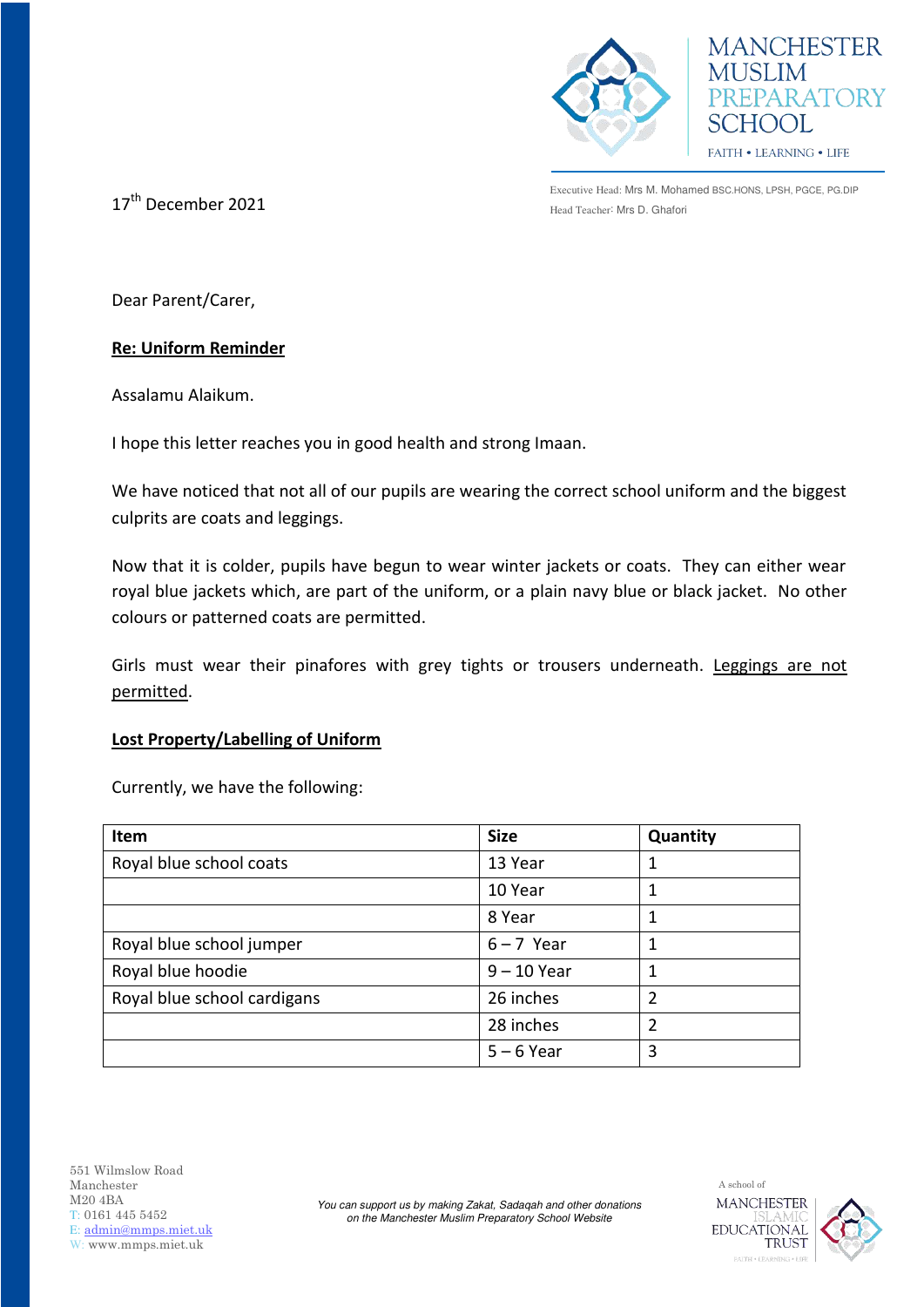MANCHESTER MUSLIM PREPARATORY SCHOOL

FAITH • LEARNING • LIFE

Executive Head: Mrs M. Mohamed BSC.HONS, LPSH, PGCE, PG.DIP
Head Teacher: Mrs D. Ghafori

17th December 2021

Dear Parent/Carer,

**Re: Uniform Reminder**

Assalamu Alaikum.

I hope this letter reaches you in good health and strong Imaan.

We have noticed that not all of our pupils are wearing the correct school uniform and the biggest culprits are coats and leggings.

Now that it is colder, pupils have begun to wear winter jackets or coats. They can either wear royal blue jackets which, are part of the uniform, or a plain navy blue or black jacket. No other colours or patterned coats are permitted.

Girls must wear their pinafores with grey tights or trousers underneath. Leggings are not permitted.

**Lost Property/Labelling of Uniform**

Currently, we have the following:

| Item | Size | Quantity |
|---|---|---|
| Royal blue school coats | 13 Year | 1 |
| | 10 Year | 1 |
| | 8 Year | 1 |
| Royal blue school jumper | 6 – 7 Year | 1 |
| Royal blue hoodie | 9 – 10 Year | 1 |
| Royal blue school cardigans | 26 inches | 2 |
| | 28 inches | 2 |
| | 5 – 6 Year | 3 |

551 Wilmslow Road
Manchester
M20 4BA
T: 0161 445 5452
E: admin@mmps.miet.uk
W: www.mmps.miet.uk

*You can support us by making Zakat, Sadaqah and other donations on the Manchester Muslim Preparatory School Website*

A school of MANCHESTER ISLAMIC EDUCATIONAL TRUST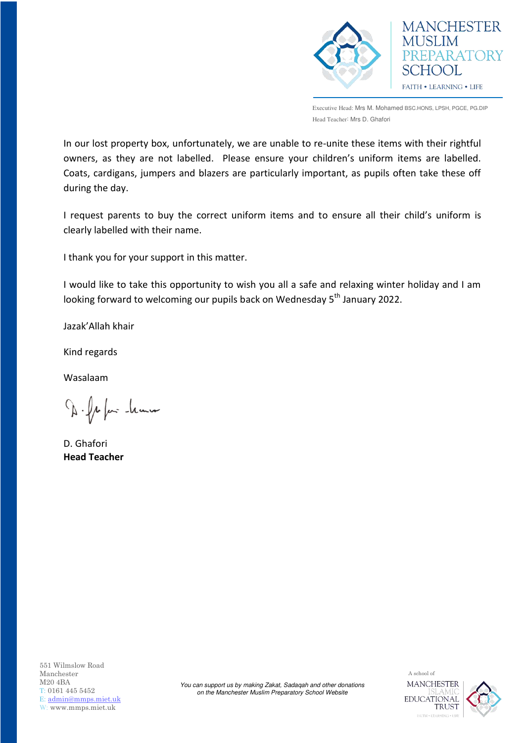In our lost property box, unfortunately, we are unable to re-unite these items with their rightful owners, as they are not labelled. Please ensure your children's uniform items are labelled. Coats, cardigans, jumpers and blazers are particularly important, as pupils often take these off during the day.

I request parents to buy the correct uniform items and to ensure all their child's uniform is clearly labelled with their name.

I thank you for your support in this matter.

I would like to take this opportunity to wish you all a safe and relaxing winter holiday and I am looking forward to welcoming our pupils back on Wednesday 5th January 2022.

Jazak'Allah khair

Kind regards

Wasalaam

D. Ghafori
**Head Teacher**